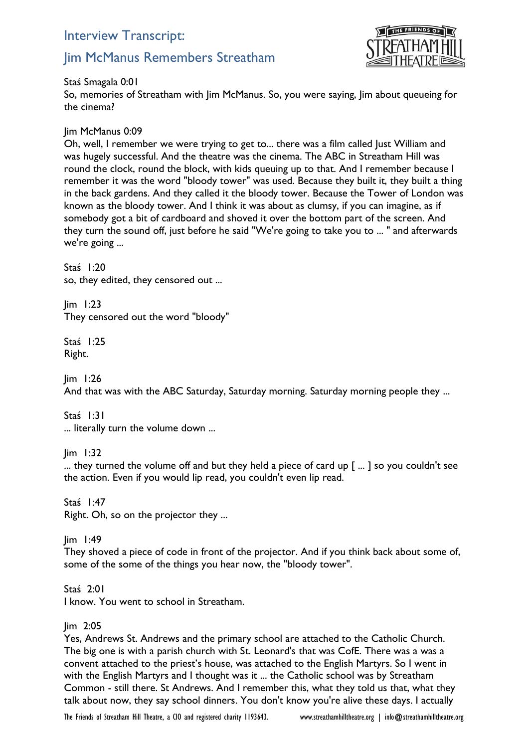# Interview Transcript:

## Jim McManus Remembers Streatham

Staś Smagala 0:01
So, memories of Streatham with Jim McManus. So, you were saying, Jim about queueing for the cinema?

Jim McManus 0:09
Oh, well, I remember we were trying to get to... there was a film called Just William and was hugely successful. And the theatre was the cinema. The ABC in Streatham Hill was round the clock, round the block, with kids queuing up to that. And I remember because I remember it was the word "bloody tower" was used. Because they built it, they built a thing in the back gardens. And they called it the bloody tower. Because the Tower of London was known as the bloody tower. And I think it was about as clumsy, if you can imagine, as if somebody got a bit of cardboard and shoved it over the bottom part of the screen. And they turn the sound off, just before he said "We're going to take you to ... " and afterwards we're going ...

Staś 1:20
so, they edited, they censored out ...

Jim 1:23
They censored out the word "bloody"

Staś 1:25
Right.

Jim 1:26
And that was with the ABC Saturday, Saturday morning. Saturday morning people they ...

Staś 1:31
... literally turn the volume down ...

Jim 1:32
... they turned the volume off and but they held a piece of card up [ ... ] so you couldn't see the action. Even if you would lip read, you couldn't even lip read.

Staś 1:47
Right. Oh, so on the projector they ...

Jim 1:49
They shoved a piece of code in front of the projector. And if you think back about some of, some of the some of the things you hear now, the "bloody tower".

Staś 2:01
I know. You went to school in Streatham.

Jim 2:05
Yes, Andrews St. Andrews and the primary school are attached to the Catholic Church. The big one is with a parish church with St. Leonard's that was CofE. There was a was a convent attached to the priest's house, was attached to the English Martyrs. So I went in with the English Martyrs and I thought was it ... the Catholic school was by Streatham Common - still there. St Andrews. And I remember this, what they told us that, what they talk about now, they say school dinners. You don't know you're alive these days. I actually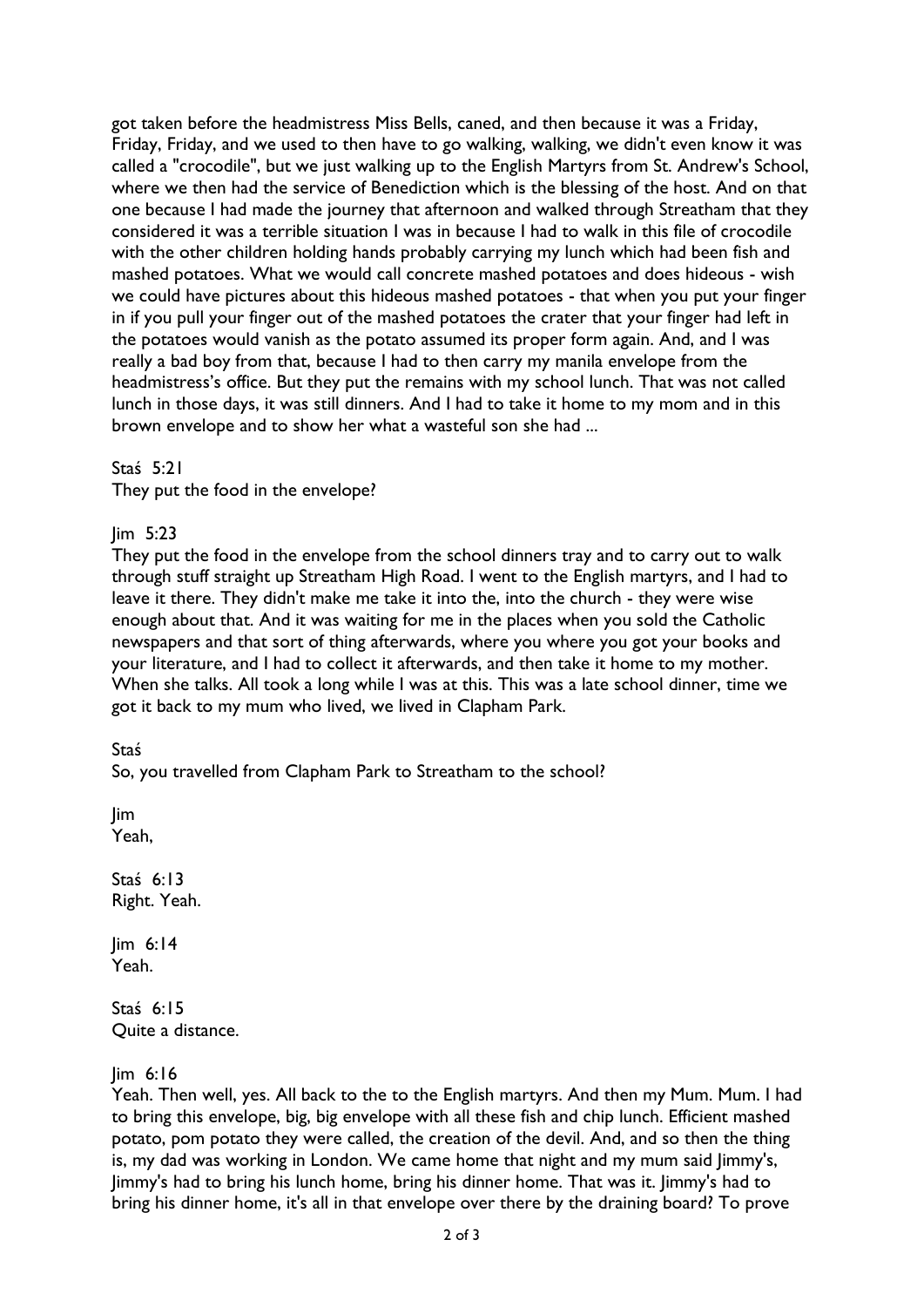got taken before the headmistress Miss Bells, caned, and then because it was a Friday, Friday, Friday, and we used to then have to go walking, walking, we didn't even know it was called a "crocodile", but we just walking up to the English Martyrs from St. Andrew's School, where we then had the service of Benediction which is the blessing of the host. And on that one because I had made the journey that afternoon and walked through Streatham that they considered it was a terrible situation I was in because I had to walk in this file of crocodile with the other children holding hands probably carrying my lunch which had been fish and mashed potatoes. What we would call concrete mashed potatoes and does hideous - wish we could have pictures about this hideous mashed potatoes - that when you put your finger in if you pull your finger out of the mashed potatoes the crater that your finger had left in the potatoes would vanish as the potato assumed its proper form again. And, and I was really a bad boy from that, because I had to then carry my manila envelope from the headmistress's office. But they put the remains with my school lunch. That was not called lunch in those days, it was still dinners. And I had to take it home to my mom and in this brown envelope and to show her what a wasteful son she had ...

Staś 5:21
They put the food in the envelope?

Jim 5:23
They put the food in the envelope from the school dinners tray and to carry out to walk through stuff straight up Streatham High Road. I went to the English martyrs, and I had to leave it there. They didn't make me take it into the, into the church - they were wise enough about that. And it was waiting for me in the places when you sold the Catholic newspapers and that sort of thing afterwards, where you where you got your books and your literature, and I had to collect it afterwards, and then take it home to my mother. When she talks. All took a long while I was at this. This was a late school dinner, time we got it back to my mum who lived, we lived in Clapham Park.

Staś
So, you travelled from Clapham Park to Streatham to the school?

Jim
Yeah,

Staś 6:13
Right. Yeah.

Jim 6:14
Yeah.

Staś 6:15
Quite a distance.

Jim 6:16
Yeah. Then well, yes. All back to the to the English martyrs. And then my Mum. Mum. I had to bring this envelope, big, big envelope with all these fish and chip lunch. Efficient mashed potato, pom potato they were called, the creation of the devil. And, and so then the thing is, my dad was working in London. We came home that night and my mum said Jimmy's, Jimmy's had to bring his lunch home, bring his dinner home. That was it. Jimmy's had to bring his dinner home, it's all in that envelope over there by the draining board? To prove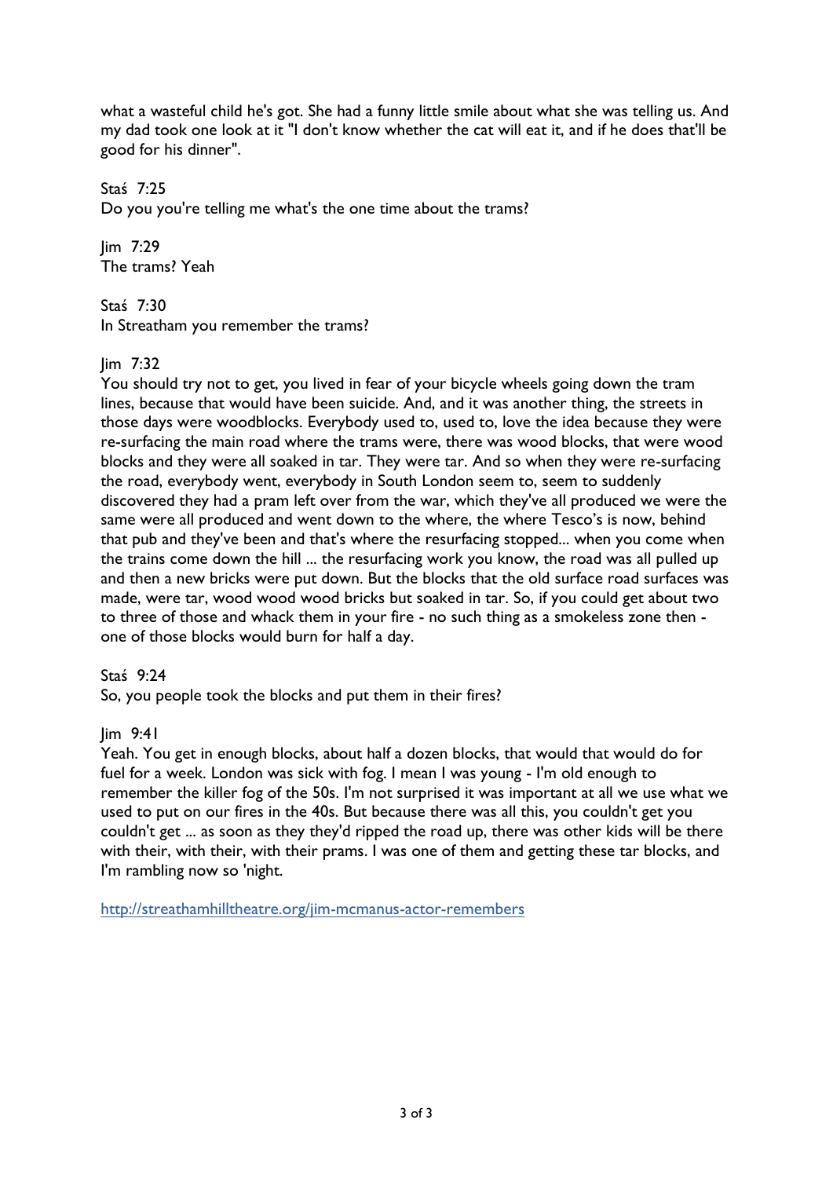what a wasteful child he's got. She had a funny little smile about what she was telling us. And my dad took one look at it "I don't know whether the cat will eat it, and if he does that'll be good for his dinner".

Staś 7:25
Do you you're telling me what's the one time about the trams?

Jim 7:29
The trams? Yeah

Staś 7:30
In Streatham you remember the trams?

Jim 7:32
You should try not to get, you lived in fear of your bicycle wheels going down the tram lines, because that would have been suicide. And, and it was another thing, the streets in those days were woodblocks. Everybody used to, used to, love the idea because they were re-surfacing the main road where the trams were, there was wood blocks, that were wood blocks and they were all soaked in tar. They were tar. And so when they were re-surfacing the road, everybody went, everybody in South London seem to, seem to suddenly discovered they had a pram left over from the war, which they've all produced we were the same were all produced and went down to the where, the where Tesco's is now, behind that pub and they've been and that's where the resurfacing stopped... when you come when the trains come down the hill ... the resurfacing work you know, the road was all pulled up and then a new bricks were put down. But the blocks that the old surface road surfaces was made, were tar, wood wood wood bricks but soaked in tar. So, if you could get about two to three of those and whack them in your fire - no such thing as a smokeless zone then - one of those blocks would burn for half a day.

Staś 9:24
So, you people took the blocks and put them in their fires?

Jim 9:41
Yeah. You get in enough blocks, about half a dozen blocks, that would that would do for fuel for a week. London was sick with fog. I mean I was young - I'm old enough to remember the killer fog of the 50s. I'm not surprised it was important at all we use what we used to put on our fires in the 40s. But because there was all this, you couldn't get you couldn't get ... as soon as they they'd ripped the road up, there was other kids will be there with their, with their, with their prams. I was one of them and getting these tar blocks, and I'm rambling now so 'night.

[http://streathamhilltheatre.org/jim-mcmanus-actor-remembers](http://streathamhilltheatre.org/jim-mcmanus-actor-remembers)